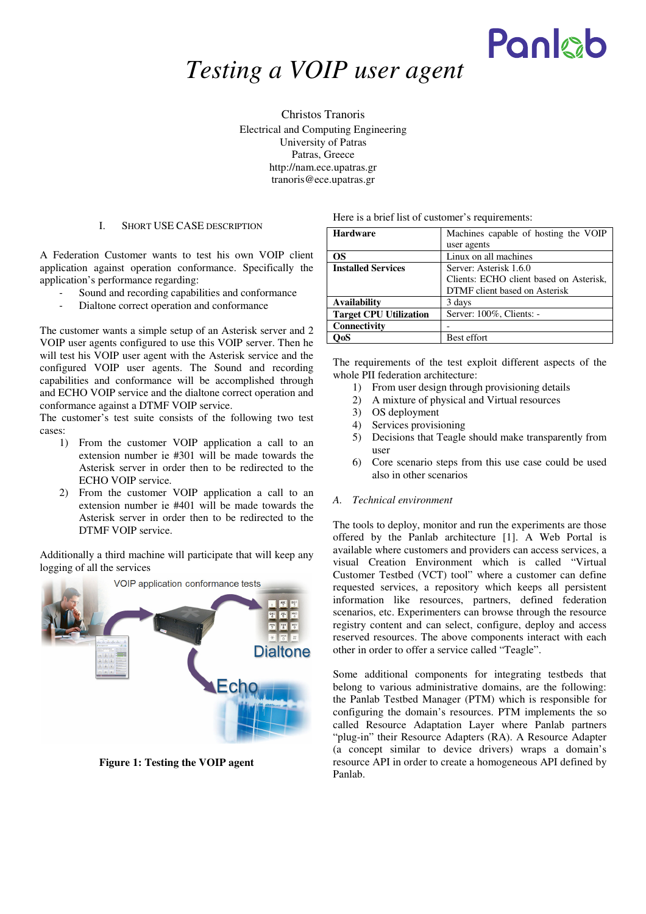# Testing a VOIP user agent

Christos Tranoris
Electrical and Computing Engineering
University of Patras
Patras, Greece
http://nam.ece.upatras.gr
tranoris@ece.upatras.gr

## I. Short Use Case Description

A Federation Customer wants to test his own VOIP client application against operation conformance. Specifically the application's performance regarding:

- Sound and recording capabilities and conformance
- Dialtone correct operation and conformance

The customer wants a simple setup of an Asterisk server and 2 VOIP user agents configured to use this VOIP server. Then he will test his VOIP user agent with the Asterisk service and the configured VOIP user agents. The Sound and recording capabilities and conformance will be accomplished through and ECHO VOIP service and the dialtone correct operation and conformance against a DTMF VOIP service.

The customer's test suite consists of the following two test cases:

1) From the customer VOIP application a call to an extension number ie #301 will be made towards the Asterisk server in order then to be redirected to the ECHO VOIP service.
2) From the customer VOIP application a call to an extension number ie #401 will be made towards the Asterisk server in order then to be redirected to the DTMF VOIP service.

Additionally a third machine will participate that will keep any logging of all the services

VOIP application conformance tests

Dialtone

Echo

**Figure 1: Testing the VOIP agent**

Here is a brief list of customer's requirements:

| | |
|---|---|
| **Hardware** | Machines capable of hosting the VOIP user agents |
| **OS** | Linux on all machines |
| **Installed Services** | Server: Asterisk 1.6.0<br>Clients: ECHO client based on Asterisk, DTMF client based on Asterisk |
| **Availability** | 3 days |
| **Target CPU Utilization** | Server: 100%, Clients: - |
| **Connectivity** | - |
| **QoS** | Best effort |

The requirements of the test exploit different aspects of the whole PII federation architecture:

1) From user design through provisioning details
2) A mixture of physical and Virtual resources
3) OS deployment
4) Services provisioning
5) Decisions that Teagle should make transparently from user
6) Core scenario steps from this use case could be used also in other scenarios

### A. Technical environment

The tools to deploy, monitor and run the experiments are those offered by the Panlab architecture [1]. A Web Portal is available where customers and providers can access services, a visual Creation Environment which is called "Virtual Customer Testbed (VCT) tool" where a customer can define requested services, a repository which keeps all persistent information like resources, partners, defined federation scenarios, etc. Experimenters can browse through the resource registry content and can select, configure, deploy and access reserved resources. The above components interact with each other in order to offer a service called "Teagle".

Some additional components for integrating testbeds that belong to various administrative domains, are the following: the Panlab Testbed Manager (PTM) which is responsible for configuring the domain's resources. PTM implements the so called Resource Adaptation Layer where Panlab partners "plug-in" their Resource Adapters (RA). A Resource Adapter (a concept similar to device drivers) wraps a domain's resource API in order to create a homogeneous API defined by Panlab.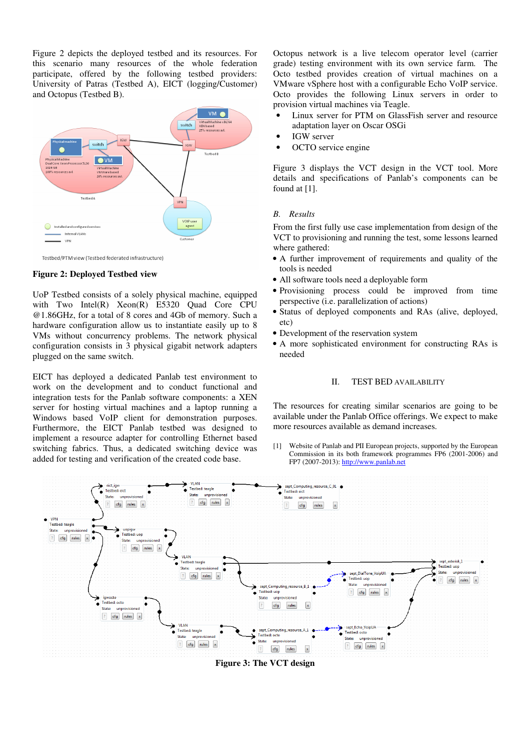Figure 2 depicts the deployed testbed and its resources. For this scenario many resources of the whole federation participate, offered by the following testbed providers: University of Patras (Testbed A), EICT (logging/Customer) and Octopus (Testbed B).

Figure 2: Deployed Testbed view

UoP Testbed consists of a solely physical machine, equipped with Two Intel(R) Xeon(R) E5320 Quad Core CPU @1.86GHz, for a total of 8 cores and 4Gb of memory. Such a hardware configuration allow us to instantiate easily up to 8 VMs without concurrency problems. The network physical configuration consists in 3 physical gigabit network adapters plugged on the same switch.

EICT has deployed a dedicated Panlab test environment to work on the development and to conduct functional and integration tests for the Panlab software components: a XEN server for hosting virtual machines and a laptop running a Windows based VoIP client for demonstration purposes. Furthermore, the EICT Panlab testbed was designed to implement a resource adapter for controlling Ethernet based switching fabrics. Thus, a dedicated switching device was added for testing and verification of the created code base.

Octopus network is a live telecom operator level (carrier grade) testing environment with its own service farm. The Octo testbed provides creation of virtual machines on a VMware vSphere host with a configurable Echo VoIP service. Octo provides the following Linux servers in order to provision virtual machines via Teagle.

- Linux server for PTM on GlassFish server and resource adaptation layer on Oscar OSGi
- IGW server
- OCTO service engine

Figure 3 displays the VCT design in the VCT tool. More details and specifications of Panlab's components can be found at [1].

### B. Results

From the first fully use case implementation from design of the VCT to provisioning and running the test, some lessons learned where gathered:

- A further improvement of requirements and quality of the tools is needed
- All software tools need a deployable form
- Provisioning process could be improved from time perspective (i.e. parallelization of actions)
- Status of deployed components and RAs (alive, deployed, etc)
- Development of the reservation system
- A more sophisticated environment for constructing RAs is needed

## II. TEST BED AVAILABILITY

The resources for creating similar scenarios are going to be available under the Panlab Office offerings. We expect to make more resources available as demand increases.

[1] Website of Panlab and PII European projects, supported by the European Commission in its both framework programmes FP6 (2001-2006) and FP7 (2007-2013): http://www.panlab.net

Figure 3: The VCT design